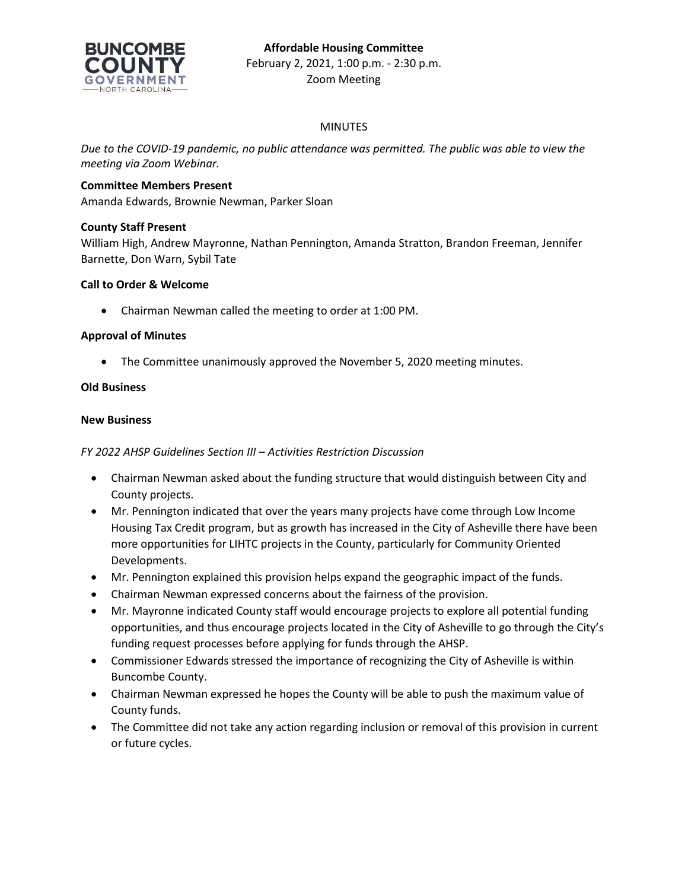**Affordable Housing Committee**
February 2, 2021, 1:00 p.m. - 2:30 p.m.
Zoom Meeting

MINUTES

*Due to the COVID-19 pandemic, no public attendance was permitted. The public was able to view the meeting via Zoom Webinar.*

**Committee Members Present**
Amanda Edwards, Brownie Newman, Parker Sloan

**County Staff Present**
William High, Andrew Mayronne, Nathan Pennington, Amanda Stratton, Brandon Freeman, Jennifer Barnette, Don Warn, Sybil Tate

**Call to Order & Welcome**

- Chairman Newman called the meeting to order at 1:00 PM.

**Approval of Minutes**

- The Committee unanimously approved the November 5, 2020 meeting minutes.

**Old Business**

**New Business**

*FY 2022 AHSP Guidelines Section III – Activities Restriction Discussion*

- Chairman Newman asked about the funding structure that would distinguish between City and County projects.
- Mr. Pennington indicated that over the years many projects have come through Low Income Housing Tax Credit program, but as growth has increased in the City of Asheville there have been more opportunities for LIHTC projects in the County, particularly for Community Oriented Developments.
- Mr. Pennington explained this provision helps expand the geographic impact of the funds.
- Chairman Newman expressed concerns about the fairness of the provision.
- Mr. Mayronne indicated County staff would encourage projects to explore all potential funding opportunities, and thus encourage projects located in the City of Asheville to go through the City's funding request processes before applying for funds through the AHSP.
- Commissioner Edwards stressed the importance of recognizing the City of Asheville is within Buncombe County.
- Chairman Newman expressed he hopes the County will be able to push the maximum value of County funds.
- The Committee did not take any action regarding inclusion or removal of this provision in current or future cycles.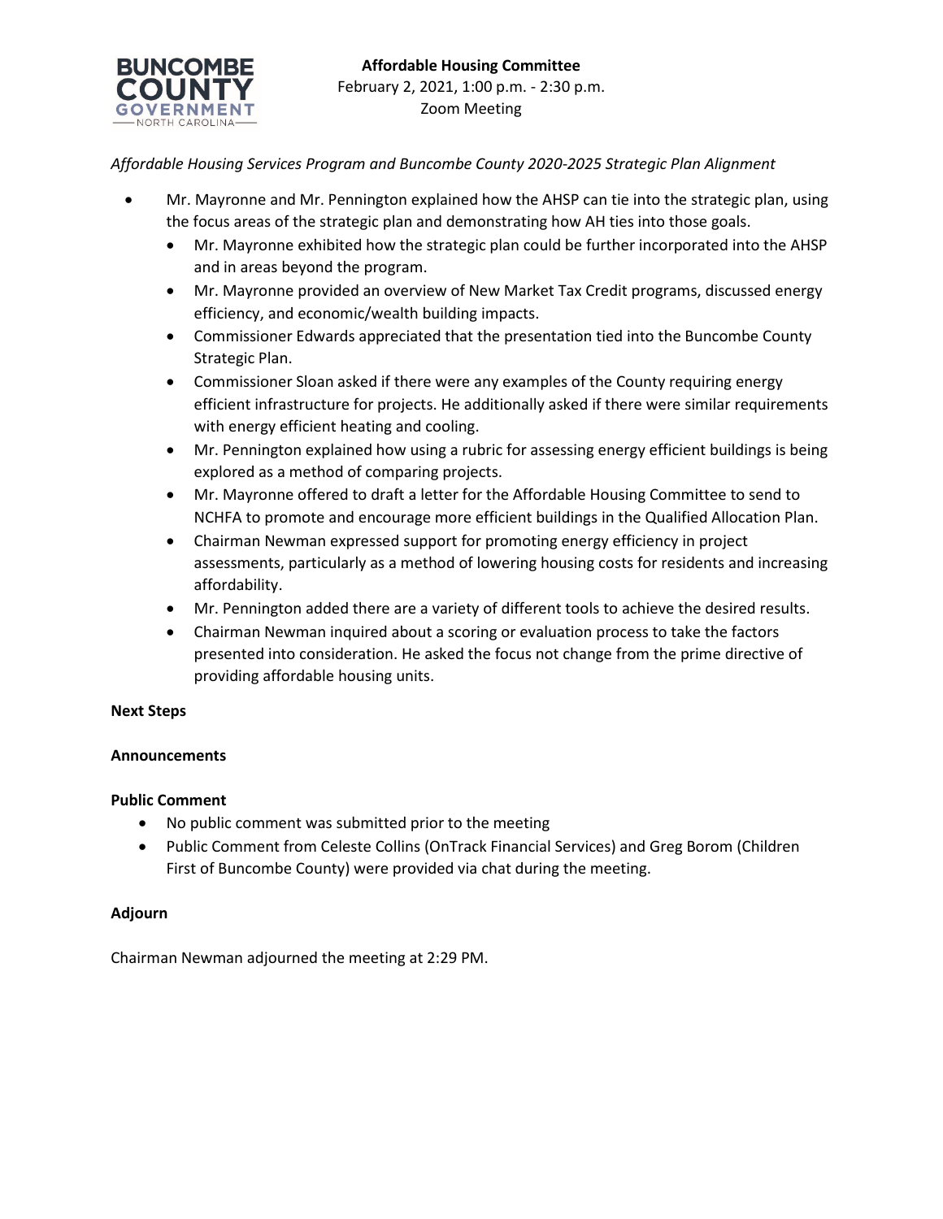**Affordable Housing Committee**
February 2, 2021, 1:00 p.m. - 2:30 p.m.
Zoom Meeting

*Affordable Housing Services Program and Buncombe County 2020-2025 Strategic Plan Alignment*

- Mr. Mayronne and Mr. Pennington explained how the AHSP can tie into the strategic plan, using the focus areas of the strategic plan and demonstrating how AH ties into those goals.
  - Mr. Mayronne exhibited how the strategic plan could be further incorporated into the AHSP and in areas beyond the program.
  - Mr. Mayronne provided an overview of New Market Tax Credit programs, discussed energy efficiency, and economic/wealth building impacts.
  - Commissioner Edwards appreciated that the presentation tied into the Buncombe County Strategic Plan.
  - Commissioner Sloan asked if there were any examples of the County requiring energy efficient infrastructure for projects. He additionally asked if there were similar requirements with energy efficient heating and cooling.
  - Mr. Pennington explained how using a rubric for assessing energy efficient buildings is being explored as a method of comparing projects.
  - Mr. Mayronne offered to draft a letter for the Affordable Housing Committee to send to NCHFA to promote and encourage more efficient buildings in the Qualified Allocation Plan.
  - Chairman Newman expressed support for promoting energy efficiency in project assessments, particularly as a method of lowering housing costs for residents and increasing affordability.
  - Mr. Pennington added there are a variety of different tools to achieve the desired results.
  - Chairman Newman inquired about a scoring or evaluation process to take the factors presented into consideration. He asked the focus not change from the prime directive of providing affordable housing units.

**Next Steps**

**Announcements**

**Public Comment**

- No public comment was submitted prior to the meeting
- Public Comment from Celeste Collins (OnTrack Financial Services) and Greg Borom (Children First of Buncombe County) were provided via chat during the meeting.

**Adjourn**

Chairman Newman adjourned the meeting at 2:29 PM.